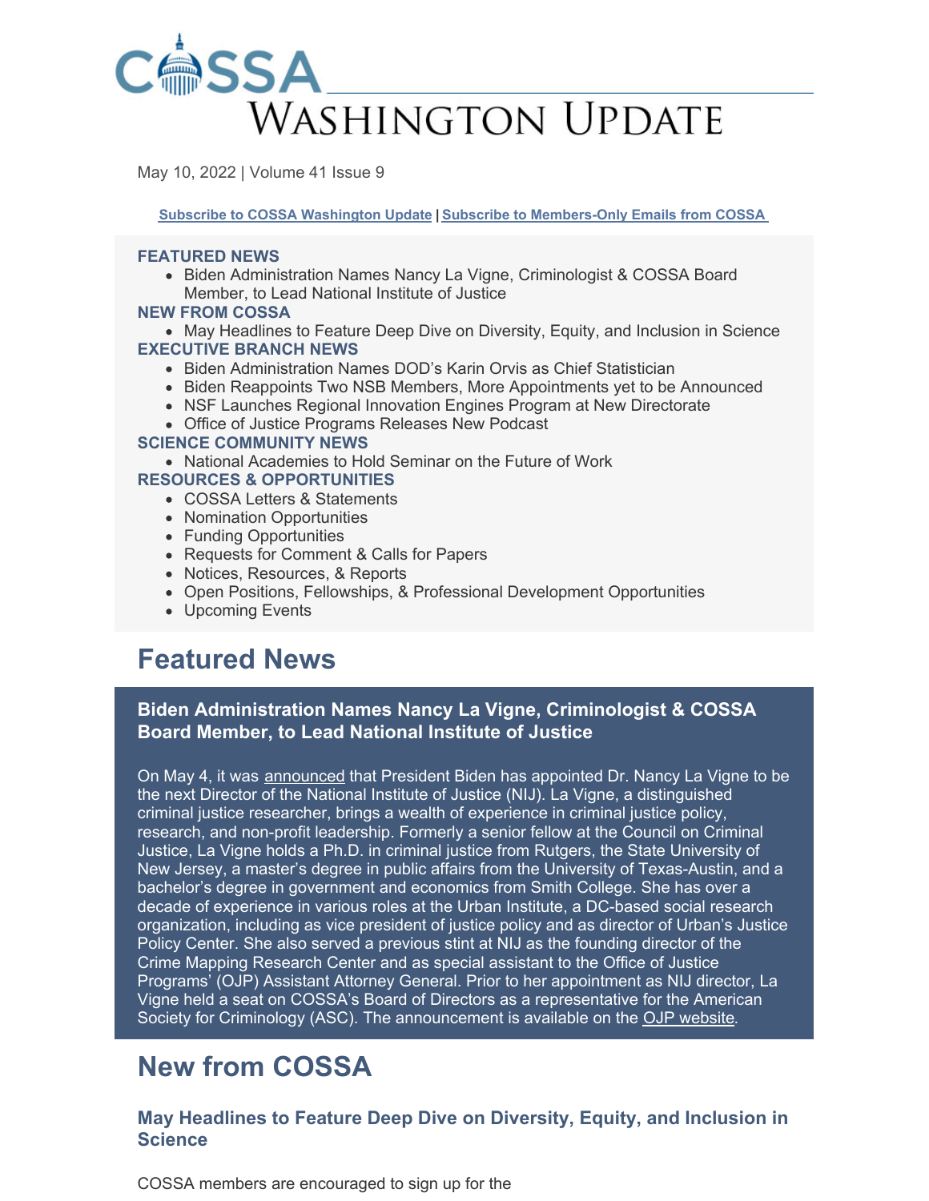# COSSA WASHINGTON UPDATE

May 10, 2022 | Volume 41 Issue 9

**Subscribe to COSSA Washington Update | Subscribe to Members-Only Emails from COSSA**

**FEATURED NEWS**
- Biden Administration Names Nancy La Vigne, Criminologist & COSSA Board Member, to Lead National Institute of Justice

**NEW FROM COSSA**
- May Headlines to Feature Deep Dive on Diversity, Equity, and Inclusion in Science

**EXECUTIVE BRANCH NEWS**
- Biden Administration Names DOD's Karin Orvis as Chief Statistician
- Biden Reappoints Two NSB Members, More Appointments yet to be Announced
- NSF Launches Regional Innovation Engines Program at New Directorate
- Office of Justice Programs Releases New Podcast

**SCIENCE COMMUNITY NEWS**
- National Academies to Hold Seminar on the Future of Work

**RESOURCES & OPPORTUNITIES**
- COSSA Letters & Statements
- Nomination Opportunities
- Funding Opportunities
- Requests for Comment & Calls for Papers
- Notices, Resources, & Reports
- Open Positions, Fellowships, & Professional Development Opportunities
- Upcoming Events

## Featured News

### Biden Administration Names Nancy La Vigne, Criminologist & COSSA Board Member, to Lead National Institute of Justice

On May 4, it was announced that President Biden has appointed Dr. Nancy La Vigne to be the next Director of the National Institute of Justice (NIJ). La Vigne, a distinguished criminal justice researcher, brings a wealth of experience in criminal justice policy, research, and non-profit leadership. Formerly a senior fellow at the Council on Criminal Justice, La Vigne holds a Ph.D. in criminal justice from Rutgers, the State University of New Jersey, a master's degree in public affairs from the University of Texas-Austin, and a bachelor's degree in government and economics from Smith College. She has over a decade of experience in various roles at the Urban Institute, a DC-based social research organization, including as vice president of justice policy and as director of Urban's Justice Policy Center. She also served a previous stint at NIJ as the founding director of the Crime Mapping Research Center and as special assistant to the Office of Justice Programs' (OJP) Assistant Attorney General. Prior to her appointment as NIJ director, La Vigne held a seat on COSSA's Board of Directors as a representative for the American Society for Criminology (ASC). The announcement is available on the OJP website.

## New from COSSA

### May Headlines to Feature Deep Dive on Diversity, Equity, and Inclusion in Science

COSSA members are encouraged to sign up for the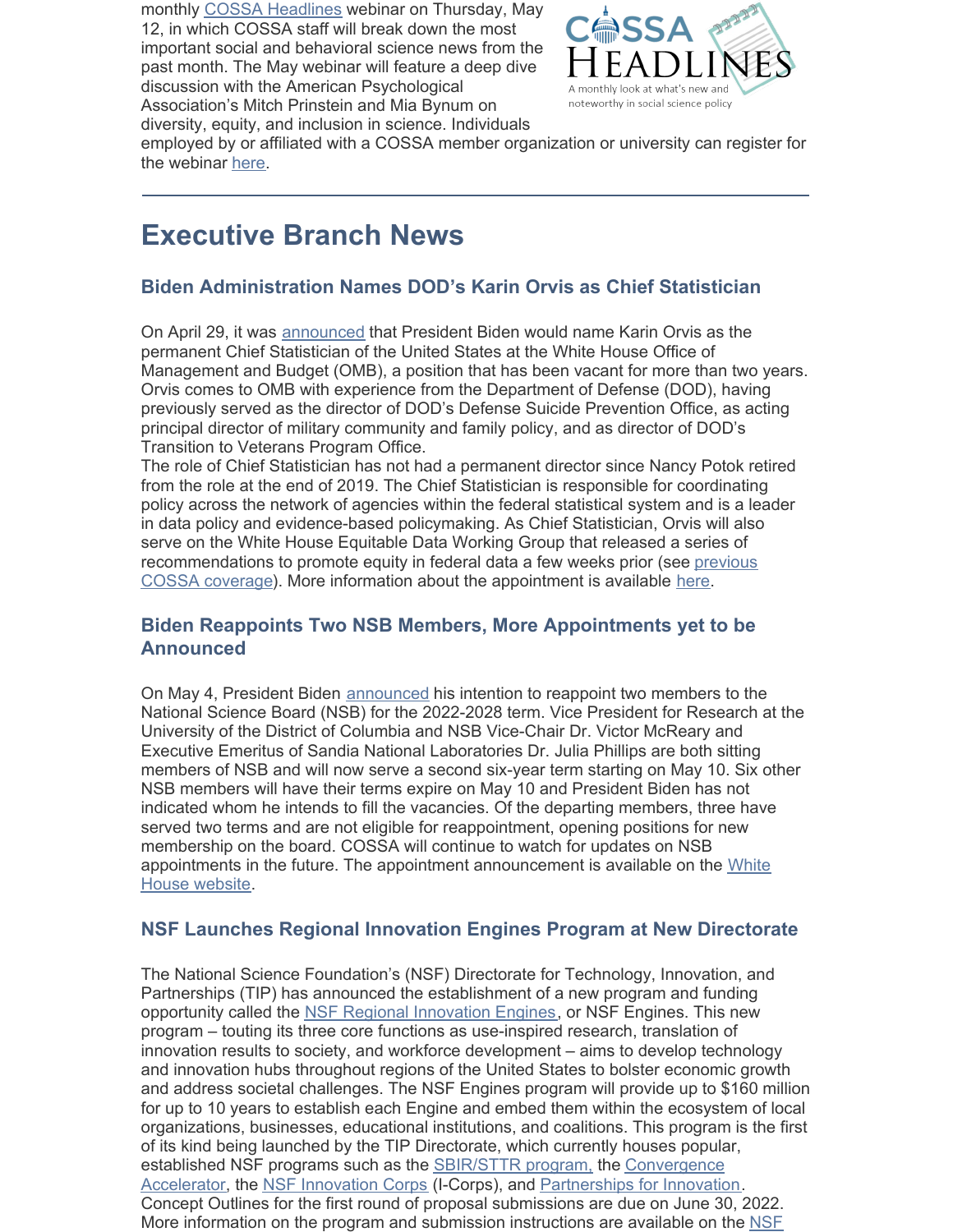monthly COSSA Headlines webinar on Thursday, May 12, in which COSSA staff will break down the most important social and behavioral science news from the past month. The May webinar will feature a deep dive discussion with the American Psychological Association's Mitch Prinstein and Mia Bynum on diversity, equity, and inclusion in science. Individuals employed by or affiliated with a COSSA member organization or university can register for the webinar here.

---

# Executive Branch News

### Biden Administration Names DOD's Karin Orvis as Chief Statistician

On April 29, it was announced that President Biden would name Karin Orvis as the permanent Chief Statistician of the United States at the White House Office of Management and Budget (OMB), a position that has been vacant for more than two years. Orvis comes to OMB with experience from the Department of Defense (DOD), having previously served as the director of DOD's Defense Suicide Prevention Office, as acting principal director of military community and family policy, and as director of DOD's Transition to Veterans Program Office.

The role of Chief Statistician has not had a permanent director since Nancy Potok retired from the role at the end of 2019. The Chief Statistician is responsible for coordinating policy across the network of agencies within the federal statistical system and is a leader in data policy and evidence-based policymaking. As Chief Statistician, Orvis will also serve on the White House Equitable Data Working Group that released a series of recommendations to promote equity in federal data a few weeks prior (see previous COSSA coverage). More information about the appointment is available here.

### Biden Reappoints Two NSB Members, More Appointments yet to be Announced

On May 4, President Biden announced his intention to reappoint two members to the National Science Board (NSB) for the 2022-2028 term. Vice President for Research at the University of the District of Columbia and NSB Vice-Chair Dr. Victor McCreary and Executive Emeritus of Sandia National Laboratories Dr. Julia Phillips are both sitting members of NSB and will now serve a second six-year term starting on May 10. Six other NSB members will have their terms expire on May 10 and President Biden has not indicated whom he intends to fill the vacancies. Of the departing members, three have served two terms and are not eligible for reappointment, opening positions for new membership on the board. COSSA will continue to watch for updates on NSB appointments in the future. The appointment announcement is available on the White House website.

### NSF Launches Regional Innovation Engines Program at New Directorate

The National Science Foundation's (NSF) Directorate for Technology, Innovation, and Partnerships (TIP) has announced the establishment of a new program and funding opportunity called the NSF Regional Innovation Engines, or NSF Engines. This new program – touting its three core functions as use-inspired research, translation of innovation results to society, and workforce development – aims to develop technology and innovation hubs throughout regions of the United States to bolster economic growth and address societal challenges. The NSF Engines program will provide up to $160 million for up to 10 years to establish each Engine and embed them within the ecosystem of local organizations, businesses, educational institutions, and coalitions. This program is the first of its kind being launched by the TIP Directorate, which currently houses popular, established NSF programs such as the SBIR/STTR program, the Convergence Accelerator, the NSF Innovation Corps (I-Corps), and Partnerships for Innovation. Concept Outlines for the first round of proposal submissions are due on June 30, 2022. More information on the program and submission instructions are available on the NSF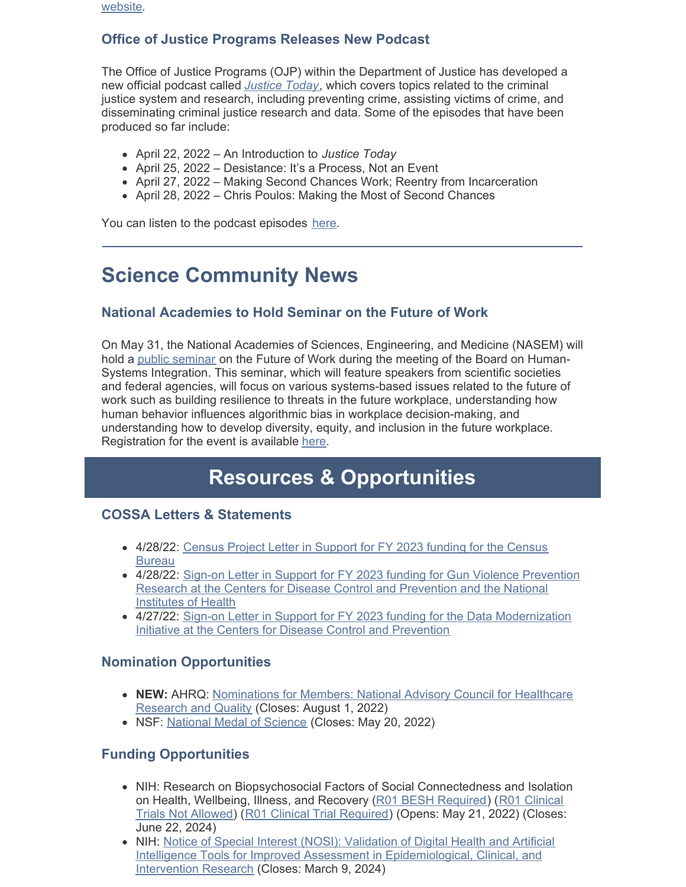website.

### Office of Justice Programs Releases New Podcast

The Office of Justice Programs (OJP) within the Department of Justice has developed a new official podcast called *Justice Today*, which covers topics related to the criminal justice system and research, including preventing crime, assisting victims of crime, and disseminating criminal justice research and data. Some of the episodes that have been produced so far include:

- April 22, 2022 – An Introduction to *Justice Today*
- April 25, 2022 – Desistance: It's a Process, Not an Event
- April 27, 2022 – Making Second Chances Work; Reentry from Incarceration
- April 28, 2022 – Chris Poulos: Making the Most of Second Chances

You can listen to the podcast episodes here.

---

# Science Community News

### National Academies to Hold Seminar on the Future of Work

On May 31, the National Academies of Sciences, Engineering, and Medicine (NASEM) will hold a public seminar on the Future of Work during the meeting of the Board on Human-Systems Integration. This seminar, which will feature speakers from scientific societies and federal agencies, will focus on various systems-based issues related to the future of work such as building resilience to threats in the future workplace, understanding how human behavior influences algorithmic bias in workplace decision-making, and understanding how to develop diversity, equity, and inclusion in the future workplace. Registration for the event is available here.

# Resources & Opportunities

### COSSA Letters & Statements

- 4/28/22: Census Project Letter in Support for FY 2023 funding for the Census Bureau
- 4/28/22: Sign-on Letter in Support for FY 2023 funding for Gun Violence Prevention Research at the Centers for Disease Control and Prevention and the National Institutes of Health
- 4/27/22: Sign-on Letter in Support for FY 2023 funding for the Data Modernization Initiative at the Centers for Disease Control and Prevention

### Nomination Opportunities

- **NEW:** AHRQ: Nominations for Members: National Advisory Council for Healthcare Research and Quality (Closes: August 1, 2022)
- NSF: National Medal of Science (Closes: May 20, 2022)

### Funding Opportunities

- NIH: Research on Biopsychosocial Factors of Social Connectedness and Isolation on Health, Wellbeing, Illness, and Recovery (R01 BESH Required) (R01 Clinical Trials Not Allowed) (R01 Clinical Trial Required) (Opens: May 21, 2022) (Closes: June 22, 2024)
- NIH: Notice of Special Interest (NOSI): Validation of Digital Health and Artificial Intelligence Tools for Improved Assessment in Epidemiological, Clinical, and Intervention Research (Closes: March 9, 2024)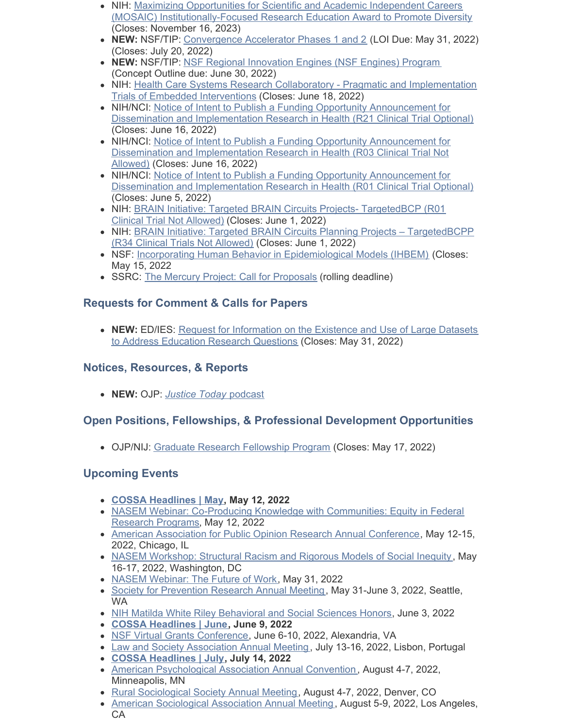- NIH: Maximizing Opportunities for Scientific and Academic Independent Careers (MOSAIC) Institutionally-Focused Research Education Award to Promote Diversity (Closes: November 16, 2023)
- **NEW:** NSF/TIP: Convergence Accelerator Phases 1 and 2 (LOI Due: May 31, 2022) (Closes: July 20, 2022)
- **NEW:** NSF/TIP: NSF Regional Innovation Engines (NSF Engines) Program (Concept Outline due: June 30, 2022)
- NIH: Health Care Systems Research Collaboratory - Pragmatic and Implementation Trials of Embedded Interventions (Closes: June 18, 2022)
- NIH/NCI: Notice of Intent to Publish a Funding Opportunity Announcement for Dissemination and Implementation Research in Health (R21 Clinical Trial Optional) (Closes: June 16, 2022)
- NIH/NCI: Notice of Intent to Publish a Funding Opportunity Announcement for Dissemination and Implementation Research in Health (R03 Clinical Trial Not Allowed) (Closes: June 16, 2022)
- NIH/NCI: Notice of Intent to Publish a Funding Opportunity Announcement for Dissemination and Implementation Research in Health (R01 Clinical Trial Optional) (Closes: June 5, 2022)
- NIH: BRAIN Initiative: Targeted BRAIN Circuits Projects- TargetedBCP (R01 Clinical Trial Not Allowed) (Closes: June 1, 2022)
- NIH: BRAIN Initiative: Targeted BRAIN Circuits Planning Projects – TargetedBCPP (R34 Clinical Trials Not Allowed) (Closes: June 1, 2022)
- NSF: Incorporating Human Behavior in Epidemiological Models (IHBEM) (Closes: May 15, 2022
- SSRC: The Mercury Project: Call for Proposals (rolling deadline)

### Requests for Comment & Calls for Papers

- **NEW:** ED/IES: Request for Information on the Existence and Use of Large Datasets to Address Education Research Questions (Closes: May 31, 2022)

### Notices, Resources, & Reports

- **NEW:** OJP: *Justice Today* podcast

### Open Positions, Fellowships, & Professional Development Opportunities

- OJP/NIJ: Graduate Research Fellowship Program (Closes: May 17, 2022)

### Upcoming Events

- **COSSA Headlines | May, May 12, 2022**
- NASEM Webinar: Co-Producing Knowledge with Communities: Equity in Federal Research Programs, May 12, 2022
- American Association for Public Opinion Research Annual Conference, May 12-15, 2022, Chicago, IL
- NASEM Workshop: Structural Racism and Rigorous Models of Social Inequity, May 16-17, 2022, Washington, DC
- NASEM Webinar: The Future of Work, May 31, 2022
- Society for Prevention Research Annual Meeting, May 31-June 3, 2022, Seattle, WA
- NIH Matilda White Riley Behavioral and Social Sciences Honors, June 3, 2022
- **COSSA Headlines | June, June 9, 2022**
- NSF Virtual Grants Conference, June 6-10, 2022, Alexandria, VA
- Law and Society Association Annual Meeting, July 13-16, 2022, Lisbon, Portugal
- **COSSA Headlines | July, July 14, 2022**
- American Psychological Association Annual Convention, August 4-7, 2022, Minneapolis, MN
- Rural Sociological Society Annual Meeting, August 4-7, 2022, Denver, CO
- American Sociological Association Annual Meeting, August 5-9, 2022, Los Angeles, CA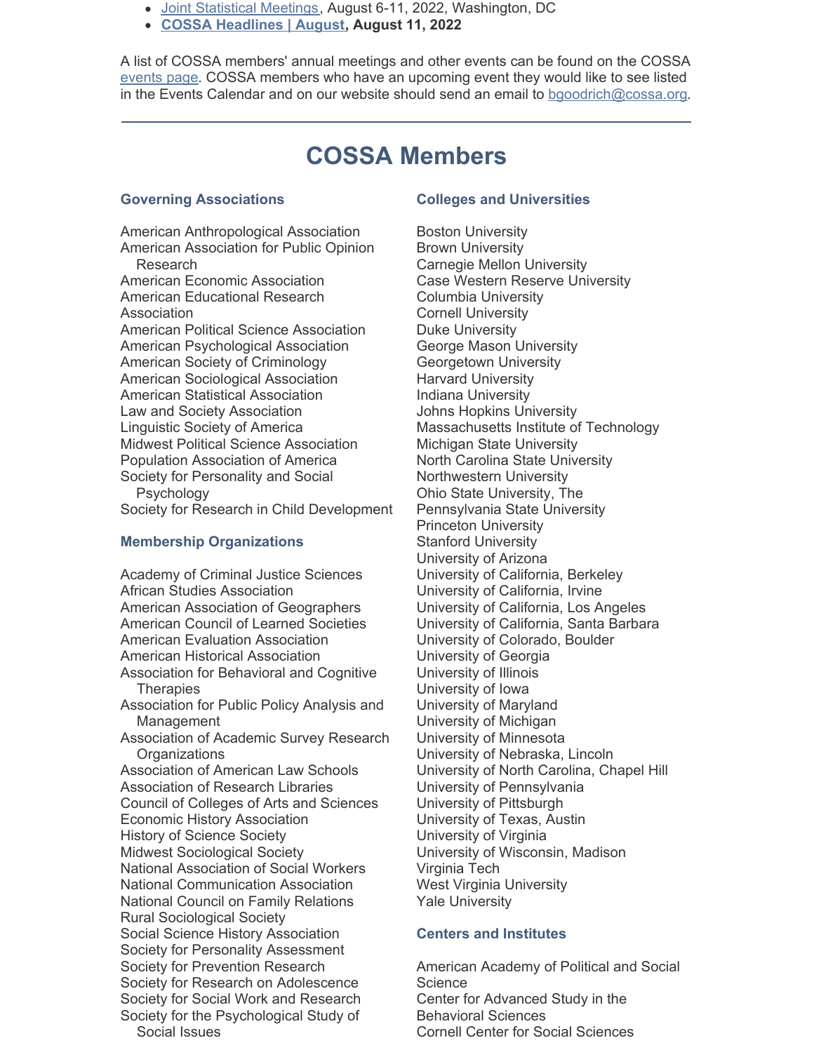- Joint Statistical Meetings, August 6-11, 2022, Washington, DC
- **COSSA Headlines | August, August 11, 2022**

A list of COSSA members' annual meetings and other events can be found on the COSSA events page. COSSA members who have an upcoming event they would like to see listed in the Events Calendar and on our website should send an email to bgoodrich@cossa.org.

---

# COSSA Members

### Governing Associations

American Anthropological Association
American Association for Public Opinion Research
American Economic Association
American Educational Research Association
American Political Science Association
American Psychological Association
American Society of Criminology
American Sociological Association
American Statistical Association
Law and Society Association
Linguistic Society of America
Midwest Political Science Association
Population Association of America
Society for Personality and Social Psychology
Society for Research in Child Development

### Membership Organizations

Academy of Criminal Justice Sciences
African Studies Association
American Association of Geographers
American Council of Learned Societies
American Evaluation Association
American Historical Association
Association for Behavioral and Cognitive Therapies
Association for Public Policy Analysis and Management
Association of Academic Survey Research Organizations
Association of American Law Schools
Association of Research Libraries
Council of Colleges of Arts and Sciences
Economic History Association
History of Science Society
Midwest Sociological Society
National Association of Social Workers
National Communication Association
National Council on Family Relations
Rural Sociological Society
Social Science History Association
Society for Personality Assessment
Society for Prevention Research
Society for Research on Adolescence
Society for Social Work and Research
Society for the Psychological Study of Social Issues

### Colleges and Universities

Boston University
Brown University
Carnegie Mellon University
Case Western Reserve University
Columbia University
Cornell University
Duke University
George Mason University
Georgetown University
Harvard University
Indiana University
Johns Hopkins University
Massachusetts Institute of Technology
Michigan State University
North Carolina State University
Northwestern University
Ohio State University, The
Pennsylvania State University
Princeton University
Stanford University
University of Arizona
University of California, Berkeley
University of California, Irvine
University of California, Los Angeles
University of California, Santa Barbara
University of Colorado, Boulder
University of Georgia
University of Illinois
University of Iowa
University of Maryland
University of Michigan
University of Minnesota
University of Nebraska, Lincoln
University of North Carolina, Chapel Hill
University of Pennsylvania
University of Pittsburgh
University of Texas, Austin
University of Virginia
University of Wisconsin, Madison
Virginia Tech
West Virginia University
Yale University

### Centers and Institutes

American Academy of Political and Social Science
Center for Advanced Study in the Behavioral Sciences
Cornell Center for Social Sciences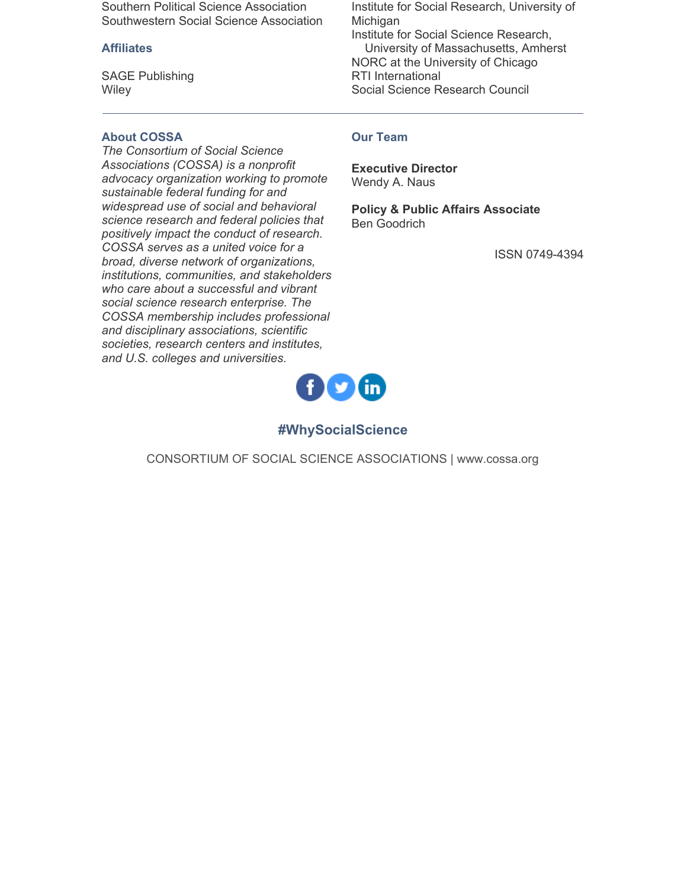Southern Political Science Association
Southwestern Social Science Association

Institute for Social Research, University of Michigan
Institute for Social Science Research, University of Massachusetts, Amherst
NORC at the University of Chicago
RTI International
Social Science Research Council

### Affiliates

SAGE Publishing
Wiley

---

### About COSSA

*The Consortium of Social Science Associations (COSSA) is a nonprofit advocacy organization working to promote sustainable federal funding for and widespread use of social and behavioral science research and federal policies that positively impact the conduct of research. COSSA serves as a united voice for a broad, diverse network of organizations, institutions, communities, and stakeholders who care about a successful and vibrant social science research enterprise. The COSSA membership includes professional and disciplinary associations, scientific societies, research centers and institutes, and U.S. colleges and universities.*

### Our Team

**Executive Director**
Wendy A. Naus

**Policy & Public Affairs Associate**
Ben Goodrich

ISSN 0749-4394

**#WhySocialScience**

CONSORTIUM OF SOCIAL SCIENCE ASSOCIATIONS | www.cossa.org